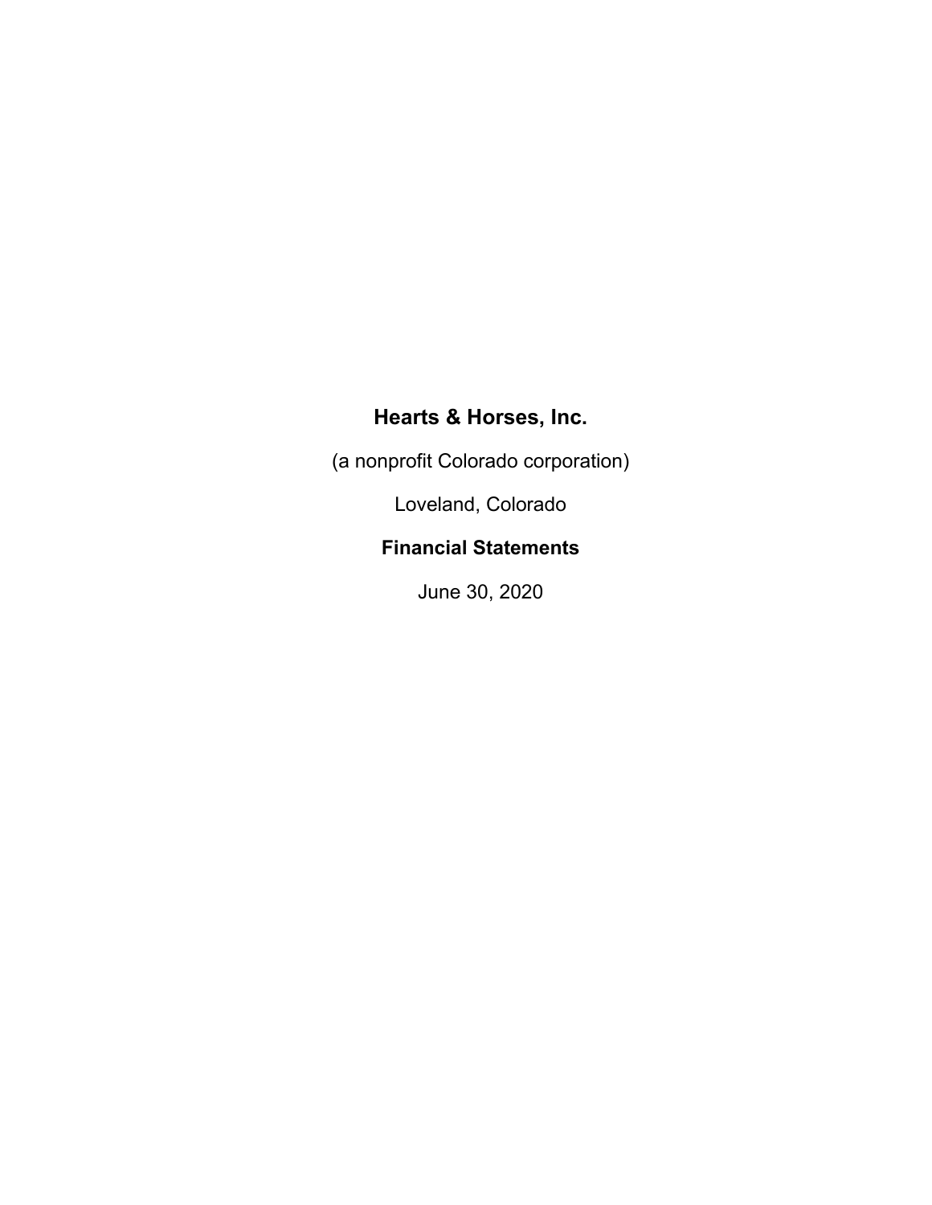# Hearts & Horses, Inc.

(a nonprofit Colorado corporation)

Loveland, Colorado

**Financial Statements**

June 30, 2020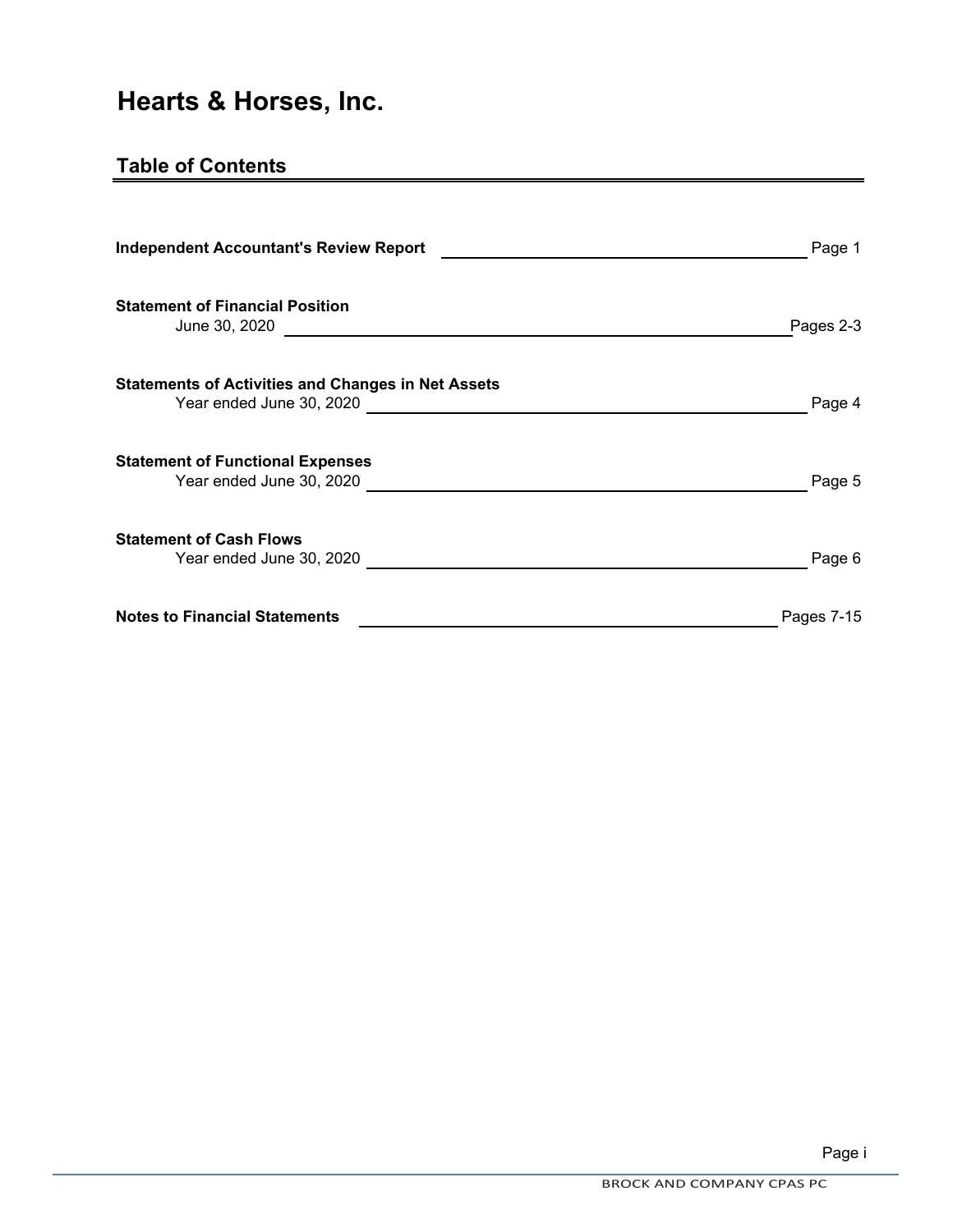# Hearts & Horses, Inc.

## Table of Contents

| Section | Page |
|---|---|
| **Independent Accountant's Review Report** | Page 1 |
| **Statement of Financial Position**<br>June 30, 2020 | Pages 2-3 |
| **Statements of Activities and Changes in Net Assets**<br>Year ended June 30, 2020 | Page 4 |
| **Statement of Functional Expenses**<br>Year ended June 30, 2020 | Page 5 |
| **Statement of Cash Flows**<br>Year ended June 30, 2020 | Page 6 |
| **Notes to Financial Statements** | Pages 7-15 |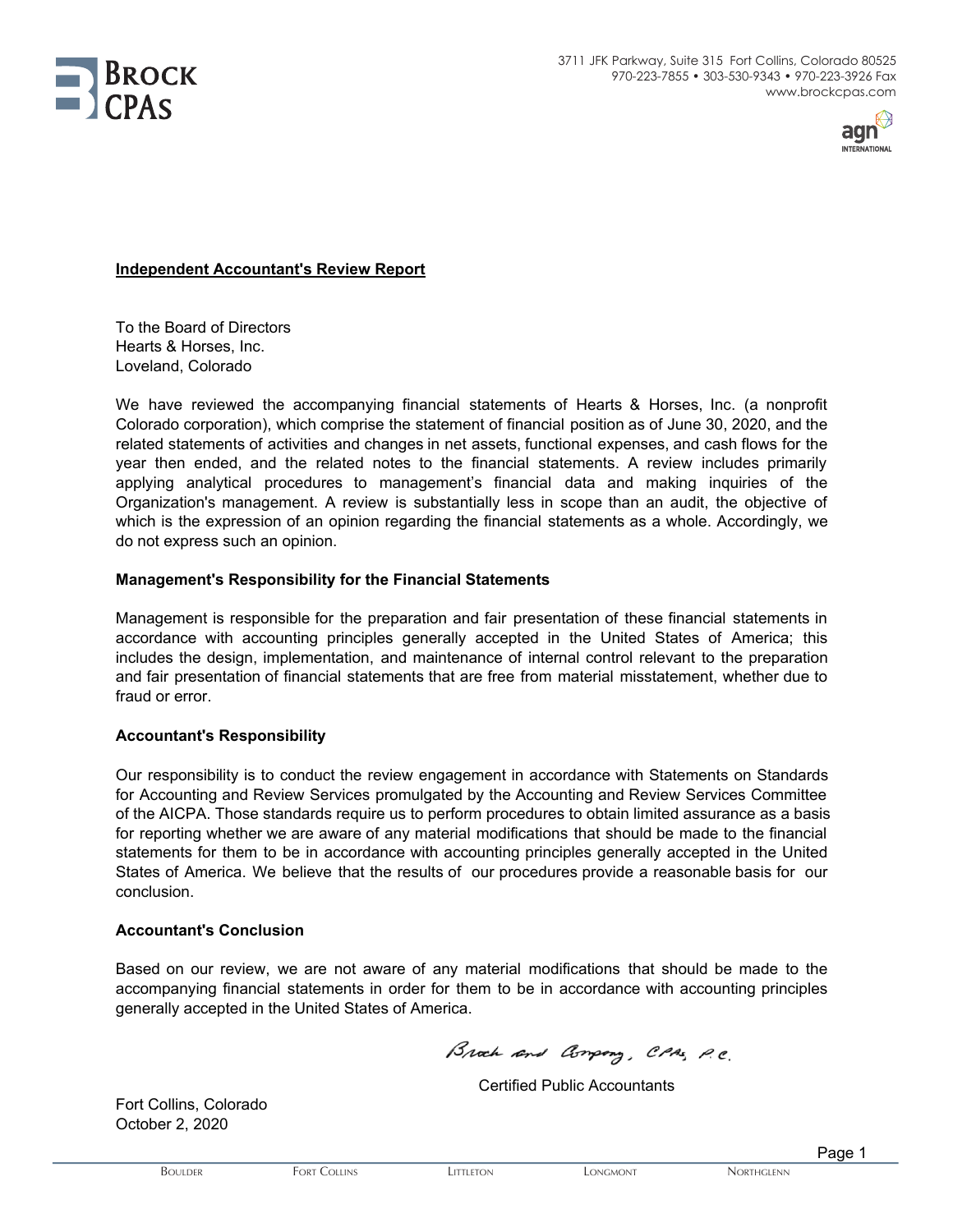Brock CPAs

3711 JFK Parkway, Suite 315 Fort Collins, Colorado 80525
970-223-7855 • 303-530-9343 • 970-223-3926 Fax
www.brockcpas.com

**Independent Accountant's Review Report**

To the Board of Directors
Hearts & Horses, Inc.
Loveland, Colorado

We have reviewed the accompanying financial statements of Hearts & Horses, Inc. (a nonprofit Colorado corporation), which comprise the statement of financial position as of June 30, 2020, and the related statements of activities and changes in net assets, functional expenses, and cash flows for the year then ended, and the related notes to the financial statements. A review includes primarily applying analytical procedures to management's financial data and making inquiries of the Organization's management. A review is substantially less in scope than an audit, the objective of which is the expression of an opinion regarding the financial statements as a whole. Accordingly, we do not express such an opinion.

**Management's Responsibility for the Financial Statements**

Management is responsible for the preparation and fair presentation of these financial statements in accordance with accounting principles generally accepted in the United States of America; this includes the design, implementation, and maintenance of internal control relevant to the preparation and fair presentation of financial statements that are free from material misstatement, whether due to fraud or error.

**Accountant's Responsibility**

Our responsibility is to conduct the review engagement in accordance with Statements on Standards for Accounting and Review Services promulgated by the Accounting and Review Services Committee of the AICPA. Those standards require us to perform procedures to obtain limited assurance as a basis for reporting whether we are aware of any material modifications that should be made to the financial statements for them to be in accordance with accounting principles generally accepted in the United States of America. We believe that the results of our procedures provide a reasonable basis for our conclusion.

**Accountant's Conclusion**

Based on our review, we are not aware of any material modifications that should be made to the accompanying financial statements in order for them to be in accordance with accounting principles generally accepted in the United States of America.

Brock and Company, CPAs, P.C.

Certified Public Accountants

Fort Collins, Colorado
October 2, 2020

Boulder Fort Collins Littleton Longmont Northglenn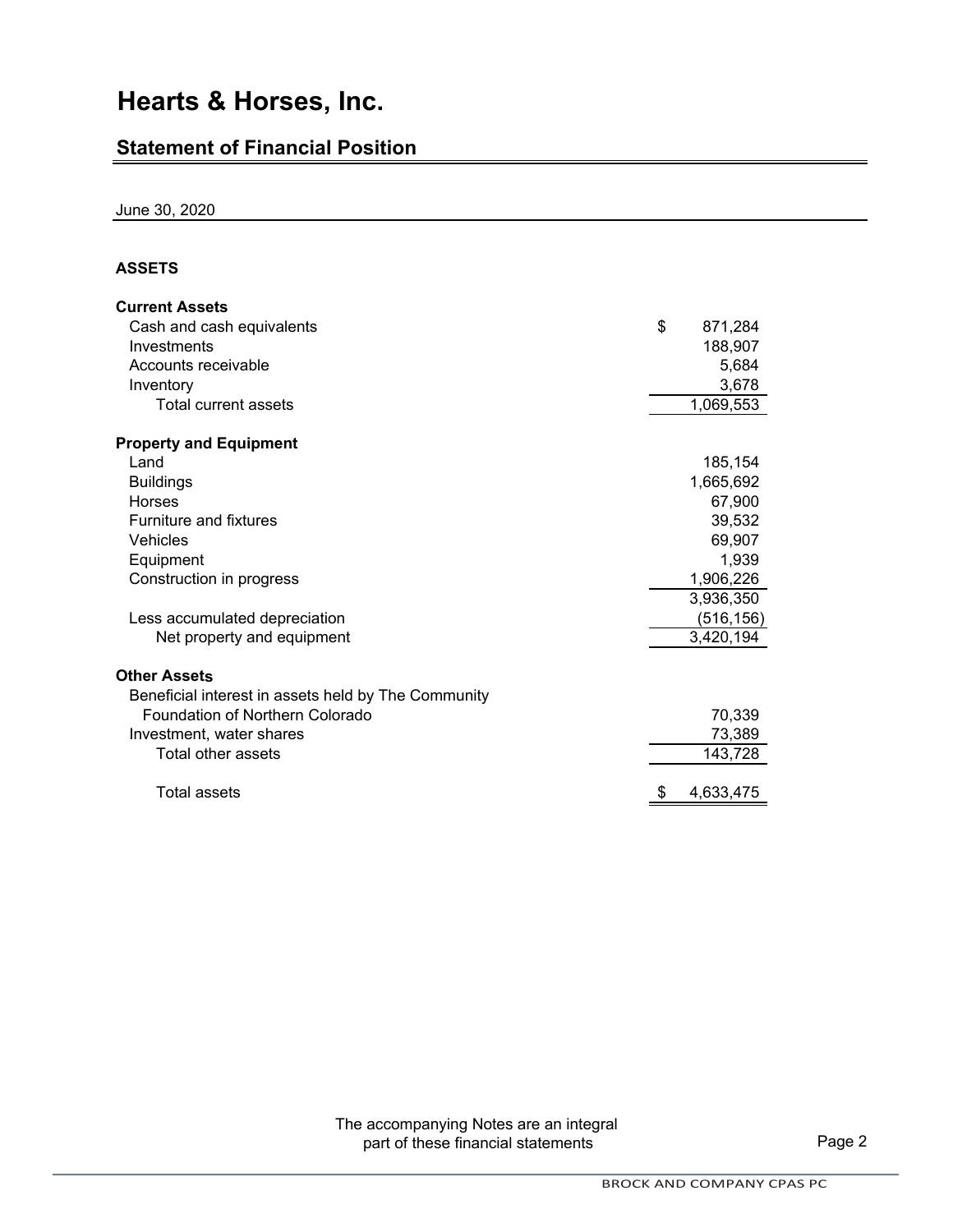# Hearts & Horses, Inc.

## Statement of Financial Position

June 30, 2020

### ASSETS

| | |
|---|---|
| **Current Assets** | |
| Cash and cash equivalents | $ 871,284 |
| Investments | 188,907 |
| Accounts receivable | 5,684 |
| Inventory | 3,678 |
| Total current assets | 1,069,553 |
| **Property and Equipment** | |
| Land | 185,154 |
| Buildings | 1,665,692 |
| Horses | 67,900 |
| Furniture and fixtures | 39,532 |
| Vehicles | 69,907 |
| Equipment | 1,939 |
| Construction in progress | 1,906,226 |
| | 3,936,350 |
| Less accumulated depreciation | (516,156) |
| Net property and equipment | 3,420,194 |
| **Other Assets** | |
| Beneficial interest in assets held by The Community Foundation of Northern Colorado | 70,339 |
| Investment, water shares | 73,389 |
| Total other assets | 143,728 |
| Total assets | $ 4,633,475 |

The accompanying Notes are an integral part of these financial statements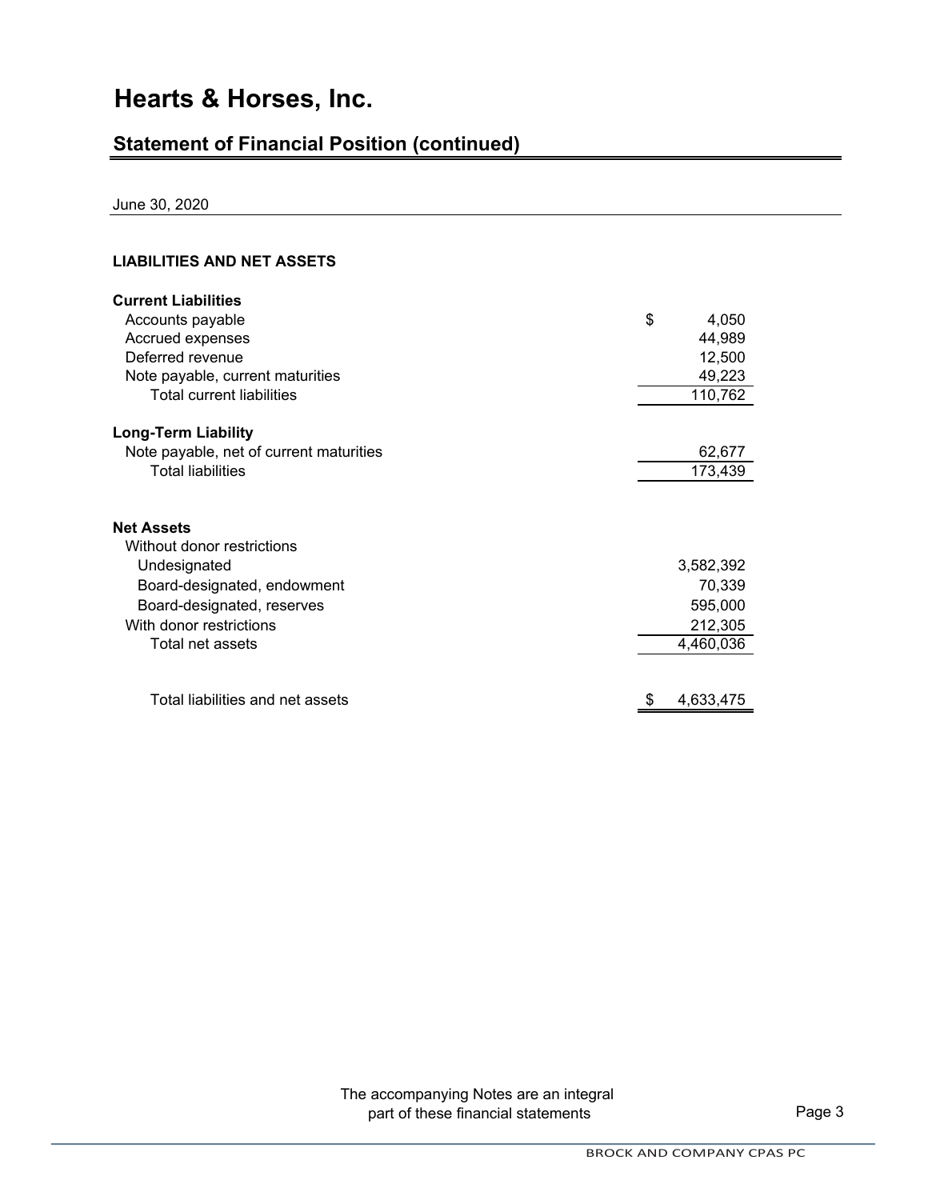# Hearts & Horses, Inc.

## Statement of Financial Position (continued)

June 30, 2020

**LIABILITIES AND NET ASSETS**

| | |
|---|---|
| **Current Liabilities** | |
| Accounts payable | $ 4,050 |
| Accrued expenses | 44,989 |
| Deferred revenue | 12,500 |
| Note payable, current maturities | 49,223 |
| Total current liabilities | 110,762 |
| **Long-Term Liability** | |
| Note payable, net of current maturities | 62,677 |
| Total liabilities | 173,439 |
| **Net Assets** | |
| Without donor restrictions | |
| Undesignated | 3,582,392 |
| Board-designated, endowment | 70,339 |
| Board-designated, reserves | 595,000 |
| With donor restrictions | 212,305 |
| Total net assets | 4,460,036 |
| Total liabilities and net assets | $ 4,633,475 |

The accompanying Notes are an integral part of these financial statements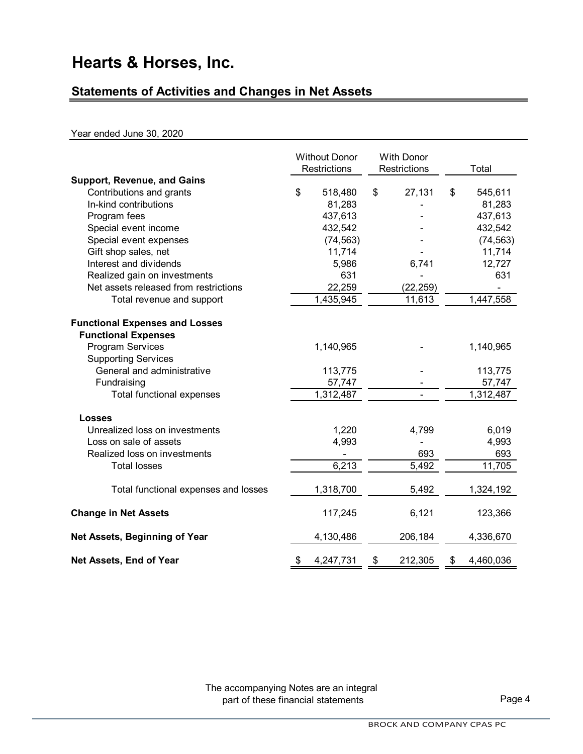# Hearts & Horses, Inc.

## Statements of Activities and Changes in Net Assets

Year ended June 30, 2020

| | Without Donor Restrictions | With Donor Restrictions | Total |
|---|---|---|---|
| **Support, Revenue, and Gains** | | | |
| Contributions and grants | $ 518,480 | $ 27,131 | $ 545,611 |
| In-kind contributions | 81,283 | - | 81,283 |
| Program fees | 437,613 | - | 437,613 |
| Special event income | 432,542 | - | 432,542 |
| Special event expenses | (74,563) | - | (74,563) |
| Gift shop sales, net | 11,714 | - | 11,714 |
| Interest and dividends | 5,986 | 6,741 | 12,727 |
| Realized gain on investments | 631 | - | 631 |
| Net assets released from restrictions | 22,259 | (22,259) | - |
| Total revenue and support | 1,435,945 | 11,613 | 1,447,558 |
| **Functional Expenses and Losses** | | | |
| **Functional Expenses** | | | |
| Program Services | 1,140,965 | - | 1,140,965 |
| Supporting Services | | | |
| General and administrative | 113,775 | - | 113,775 |
| Fundraising | 57,747 | - | 57,747 |
| Total functional expenses | 1,312,487 | - | 1,312,487 |
| **Losses** | | | |
| Unrealized loss on investments | 1,220 | 4,799 | 6,019 |
| Loss on sale of assets | 4,993 | - | 4,993 |
| Realized loss on investments | - | 693 | 693 |
| Total losses | 6,213 | 5,492 | 11,705 |
| Total functional expenses and losses | 1,318,700 | 5,492 | 1,324,192 |
| **Change in Net Assets** | 117,245 | 6,121 | 123,366 |
| **Net Assets, Beginning of Year** | 4,130,486 | 206,184 | 4,336,670 |
| **Net Assets, End of Year** | $ 4,247,731 | $ 212,305 | $ 4,460,036 |

The accompanying Notes are an integral part of these financial statements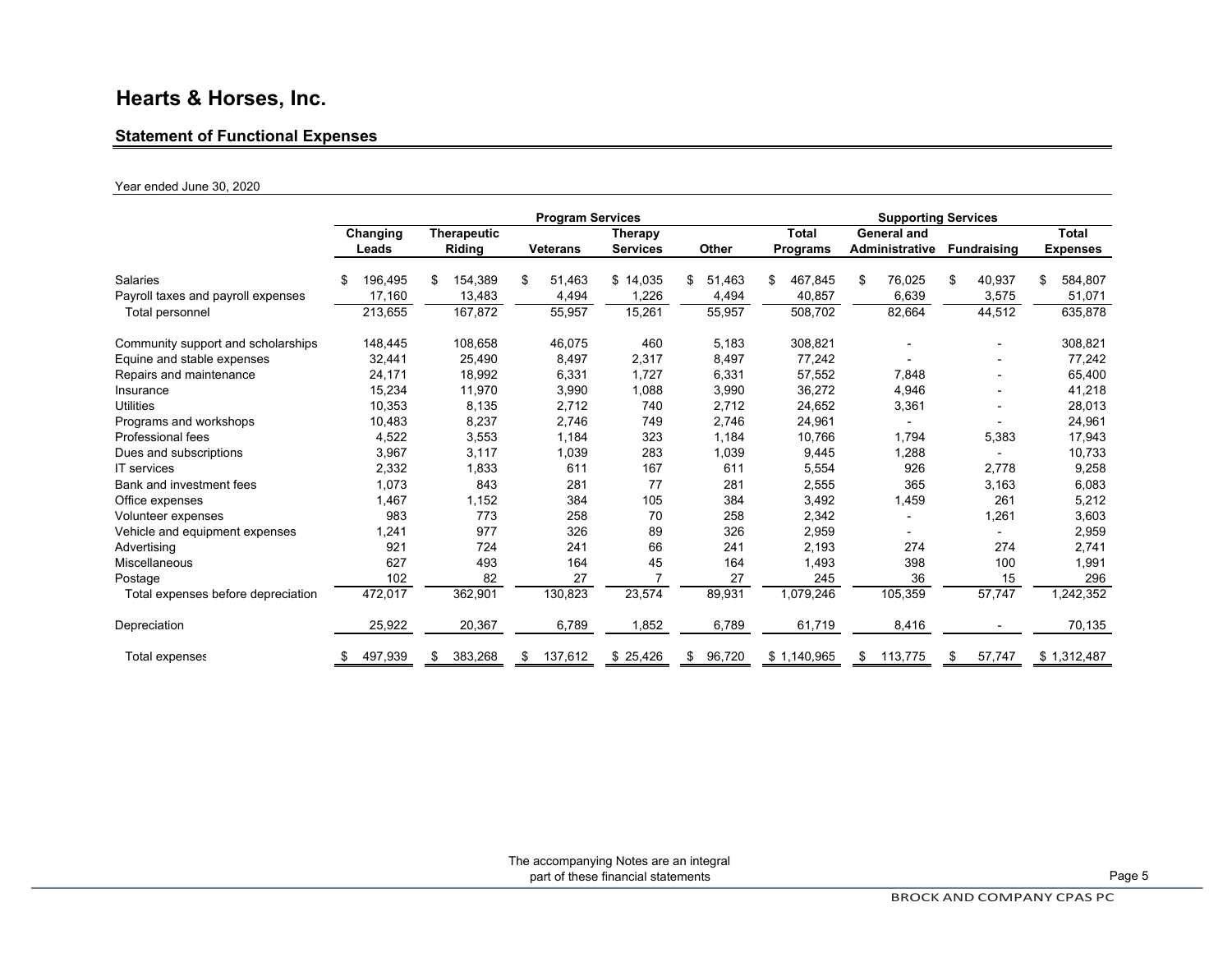# Hearts & Horses, Inc.

## Statement of Functional Expenses

Year ended June 30, 2020

| | Program Services | | | | | | Supporting Services | | |
|---|---|---|---|---|---|---|---|---|---|
| | Changing Leads | Therapeutic Riding | Veterans | Therapy Services | Other | Total Programs | General and Administrative | Fundraising | Total Expenses |
| Salaries | $ 196,495 | $ 154,389 | $ 51,463 | $ 14,035 | $ 51,463 | $ 467,845 | $ 76,025 | $ 40,937 | $ 584,807 |
| Payroll taxes and payroll expenses | 17,160 | 13,483 | 4,494 | 1,226 | 4,494 | 40,857 | 6,639 | 3,575 | 51,071 |
| Total personnel | 213,655 | 167,872 | 55,957 | 15,261 | 55,957 | 508,702 | 82,664 | 44,512 | 635,878 |
| Community support and scholarships | 148,445 | 108,658 | 46,075 | 460 | 5,183 | 308,821 | - | - | 308,821 |
| Equine and stable expenses | 32,441 | 25,490 | 8,497 | 2,317 | 8,497 | 77,242 | - | - | 77,242 |
| Repairs and maintenance | 24,171 | 18,992 | 6,331 | 1,727 | 6,331 | 57,552 | 7,848 | - | 65,400 |
| Insurance | 15,234 | 11,970 | 3,990 | 1,088 | 3,990 | 36,272 | 4,946 | - | 41,218 |
| Utilities | 10,353 | 8,135 | 2,712 | 740 | 2,712 | 24,652 | 3,361 | - | 28,013 |
| Programs and workshops | 10,483 | 8,237 | 2,746 | 749 | 2,746 | 24,961 | - | - | 24,961 |
| Professional fees | 4,522 | 3,553 | 1,184 | 323 | 1,184 | 10,766 | 1,794 | 5,383 | 17,943 |
| Dues and subscriptions | 3,967 | 3,117 | 1,039 | 283 | 1,039 | 9,445 | 1,288 | - | 10,733 |
| IT services | 2,332 | 1,833 | 611 | 167 | 611 | 5,554 | 926 | 2,778 | 9,258 |
| Bank and investment fees | 1,073 | 843 | 281 | 77 | 281 | 2,555 | 365 | 3,163 | 6,083 |
| Office expenses | 1,467 | 1,152 | 384 | 105 | 384 | 3,492 | 1,459 | 261 | 5,212 |
| Volunteer expenses | 983 | 773 | 258 | 70 | 258 | 2,342 | - | 1,261 | 3,603 |
| Vehicle and equipment expenses | 1,241 | 977 | 326 | 89 | 326 | 2,959 | - | - | 2,959 |
| Advertising | 921 | 724 | 241 | 66 | 241 | 2,193 | 274 | 274 | 2,741 |
| Miscellaneous | 627 | 493 | 164 | 45 | 164 | 1,493 | 398 | 100 | 1,991 |
| Postage | 102 | 82 | 27 | 7 | 27 | 245 | 36 | 15 | 296 |
| Total expenses before depreciation | 472,017 | 362,901 | 130,823 | 23,574 | 89,931 | 1,079,246 | 105,359 | 57,747 | 1,242,352 |
| Depreciation | 25,922 | 20,367 | 6,789 | 1,852 | 6,789 | 61,719 | 8,416 | - | 70,135 |
| Total expenses | $ 497,939 | $ 383,268 | $ 137,612 | $ 25,426 | $ 96,720 | $ 1,140,965 | $ 113,775 | $ 57,747 | $ 1,312,487 |

The accompanying Notes are an integral part of these financial statements

BROCK AND COMPANY CPAS PC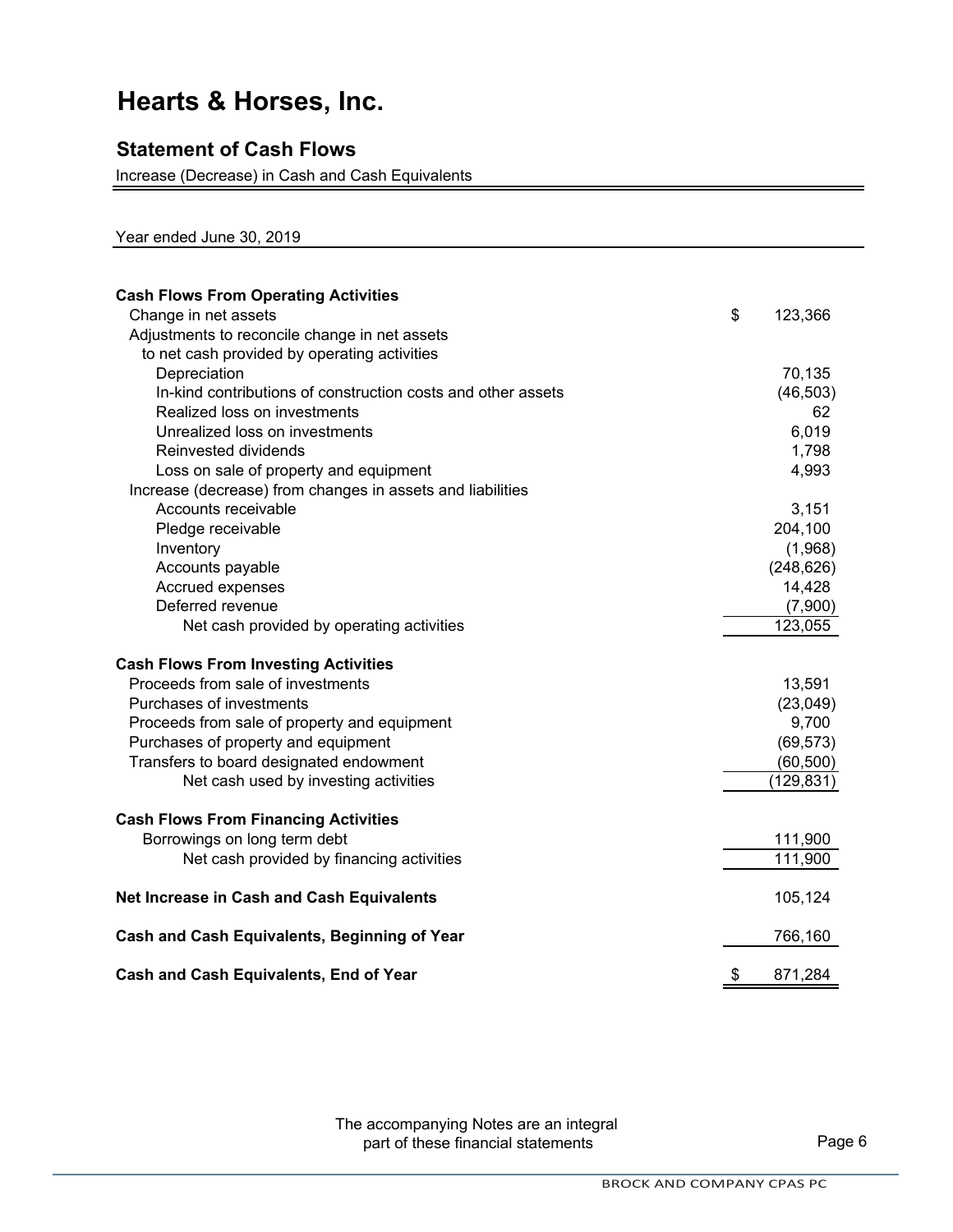# Hearts & Horses, Inc.

## Statement of Cash Flows

Increase (Decrease) in Cash and Cash Equivalents

Year ended June 30, 2019

| | |
|---|---|
| **Cash Flows From Operating Activities** | |
| Change in net assets | $ 123,366 |
| Adjustments to reconcile change in net assets to net cash provided by operating activities | |
| Depreciation | 70,135 |
| In-kind contributions of construction costs and other assets | (46,503) |
| Realized loss on investments | 62 |
| Unrealized loss on investments | 6,019 |
| Reinvested dividends | 1,798 |
| Loss on sale of property and equipment | 4,993 |
| Increase (decrease) from changes in assets and liabilities | |
| Accounts receivable | 3,151 |
| Pledge receivable | 204,100 |
| Inventory | (1,968) |
| Accounts payable | (248,626) |
| Accrued expenses | 14,428 |
| Deferred revenue | (7,900) |
| Net cash provided by operating activities | 123,055 |
| **Cash Flows From Investing Activities** | |
| Proceeds from sale of investments | 13,591 |
| Purchases of investments | (23,049) |
| Proceeds from sale of property and equipment | 9,700 |
| Purchases of property and equipment | (69,573) |
| Transfers to board designated endowment | (60,500) |
| Net cash used by investing activities | (129,831) |
| **Cash Flows From Financing Activities** | |
| Borrowings on long term debt | 111,900 |
| Net cash provided by financing activities | 111,900 |
| **Net Increase in Cash and Cash Equivalents** | 105,124 |
| **Cash and Cash Equivalents, Beginning of Year** | 766,160 |
| **Cash and Cash Equivalents, End of Year** | $ 871,284 |

The accompanying Notes are an integral part of these financial statements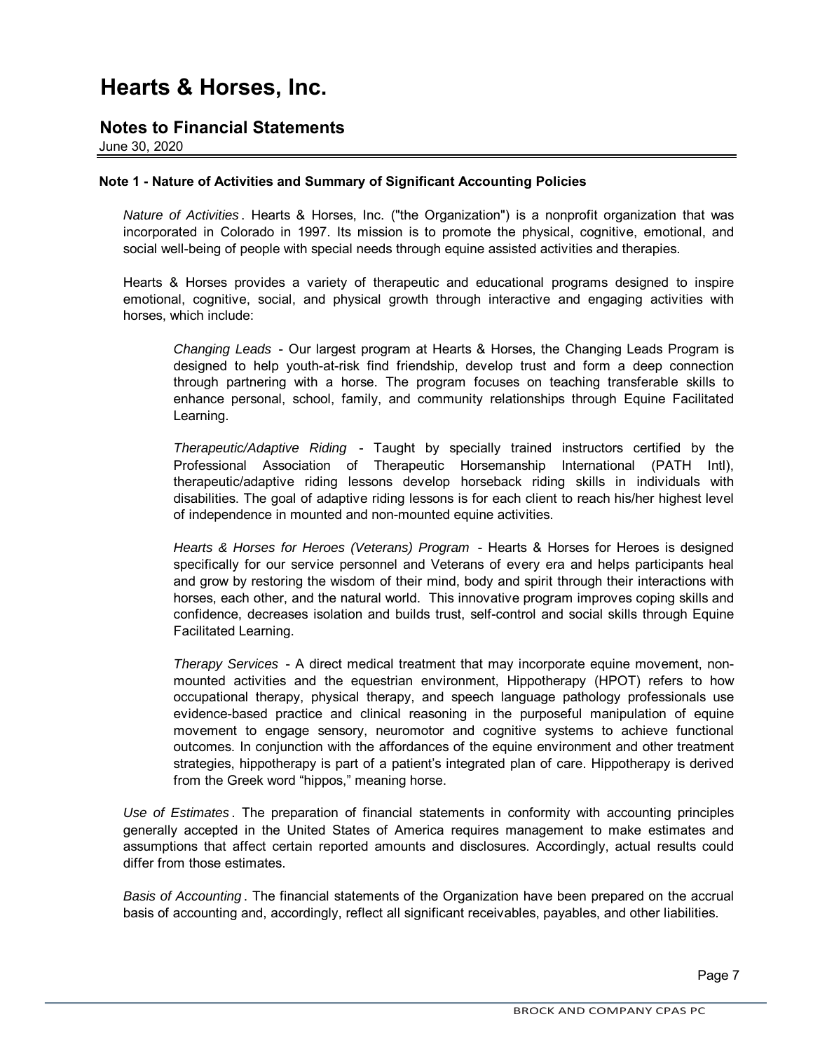# Hearts & Horses, Inc.

## Notes to Financial Statements

June 30, 2020

### Note 1 - Nature of Activities and Summary of Significant Accounting Policies

*Nature of Activities*. Hearts & Horses, Inc. ("the Organization") is a nonprofit organization that was incorporated in Colorado in 1997. Its mission is to promote the physical, cognitive, emotional, and social well-being of people with special needs through equine assisted activities and therapies.

Hearts & Horses provides a variety of therapeutic and educational programs designed to inspire emotional, cognitive, social, and physical growth through interactive and engaging activities with horses, which include:

*Changing Leads* - Our largest program at Hearts & Horses, the Changing Leads Program is designed to help youth-at-risk find friendship, develop trust and form a deep connection through partnering with a horse. The program focuses on teaching transferable skills to enhance personal, school, family, and community relationships through Equine Facilitated Learning.

*Therapeutic/Adaptive Riding* - Taught by specially trained instructors certified by the Professional Association of Therapeutic Horsemanship International (PATH Intl), therapeutic/adaptive riding lessons develop horseback riding skills in individuals with disabilities. The goal of adaptive riding lessons is for each client to reach his/her highest level of independence in mounted and non-mounted equine activities.

*Hearts & Horses for Heroes (Veterans) Program* - Hearts & Horses for Heroes is designed specifically for our service personnel and Veterans of every era and helps participants heal and grow by restoring the wisdom of their mind, body and spirit through their interactions with horses, each other, and the natural world. This innovative program improves coping skills and confidence, decreases isolation and builds trust, self-control and social skills through Equine Facilitated Learning.

*Therapy Services* - A direct medical treatment that may incorporate equine movement, non-mounted activities and the equestrian environment, Hippotherapy (HPOT) refers to how occupational therapy, physical therapy, and speech language pathology professionals use evidence-based practice and clinical reasoning in the purposeful manipulation of equine movement to engage sensory, neuromotor and cognitive systems to achieve functional outcomes. In conjunction with the affordances of the equine environment and other treatment strategies, hippotherapy is part of a patient's integrated plan of care. Hippotherapy is derived from the Greek word "hippos," meaning horse.

*Use of Estimates*. The preparation of financial statements in conformity with accounting principles generally accepted in the United States of America requires management to make estimates and assumptions that affect certain reported amounts and disclosures. Accordingly, actual results could differ from those estimates.

*Basis of Accounting*. The financial statements of the Organization have been prepared on the accrual basis of accounting and, accordingly, reflect all significant receivables, payables, and other liabilities.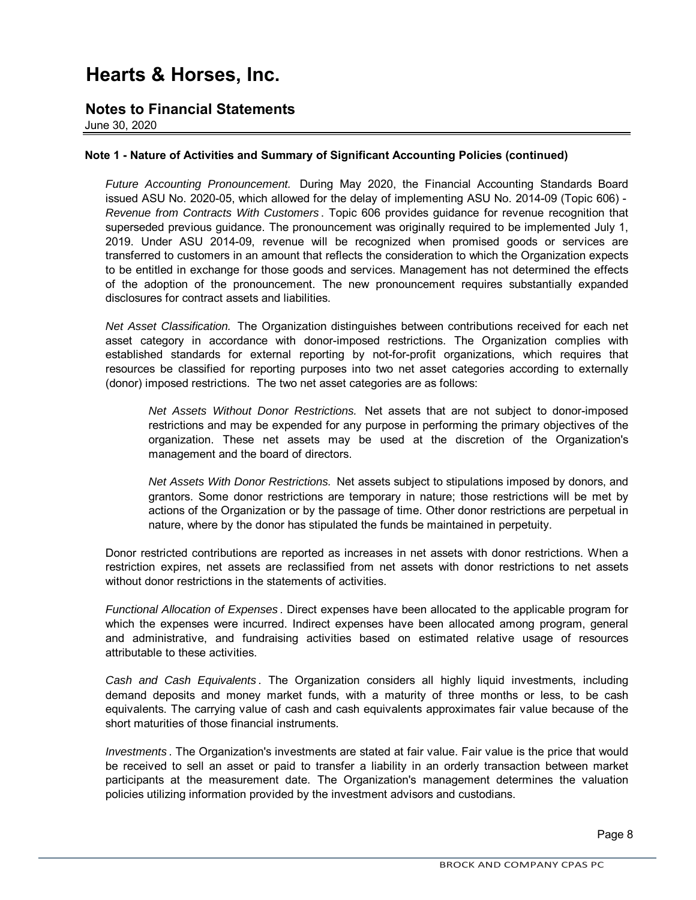# Hearts & Horses, Inc.

## Notes to Financial Statements

June 30, 2020

**Note 1 - Nature of Activities and Summary of Significant Accounting Policies (continued)**

*Future Accounting Pronouncement.* During May 2020, the Financial Accounting Standards Board issued ASU No. 2020-05, which allowed for the delay of implementing ASU No. 2014-09 (Topic 606) - *Revenue from Contracts With Customers*. Topic 606 provides guidance for revenue recognition that superseded previous guidance. The pronouncement was originally required to be implemented July 1, 2019. Under ASU 2014-09, revenue will be recognized when promised goods or services are transferred to customers in an amount that reflects the consideration to which the Organization expects to be entitled in exchange for those goods and services. Management has not determined the effects of the adoption of the pronouncement. The new pronouncement requires substantially expanded disclosures for contract assets and liabilities.

*Net Asset Classification.* The Organization distinguishes between contributions received for each net asset category in accordance with donor-imposed restrictions. The Organization complies with established standards for external reporting by not-for-profit organizations, which requires that resources be classified for reporting purposes into two net asset categories according to externally (donor) imposed restrictions. The two net asset categories are as follows:

> *Net Assets Without Donor Restrictions.* Net assets that are not subject to donor-imposed restrictions and may be expended for any purpose in performing the primary objectives of the organization. These net assets may be used at the discretion of the Organization's management and the board of directors.
>
> *Net Assets With Donor Restrictions.* Net assets subject to stipulations imposed by donors, and grantors. Some donor restrictions are temporary in nature; those restrictions will be met by actions of the Organization or by the passage of time. Other donor restrictions are perpetual in nature, where by the donor has stipulated the funds be maintained in perpetuity.

Donor restricted contributions are reported as increases in net assets with donor restrictions. When a restriction expires, net assets are reclassified from net assets with donor restrictions to net assets without donor restrictions in the statements of activities.

*Functional Allocation of Expenses*. Direct expenses have been allocated to the applicable program for which the expenses were incurred. Indirect expenses have been allocated among program, general and administrative, and fundraising activities based on estimated relative usage of resources attributable to these activities.

*Cash and Cash Equivalents*. The Organization considers all highly liquid investments, including demand deposits and money market funds, with a maturity of three months or less, to be cash equivalents. The carrying value of cash and cash equivalents approximates fair value because of the short maturities of those financial instruments.

*Investments*. The Organization's investments are stated at fair value. Fair value is the price that would be received to sell an asset or paid to transfer a liability in an orderly transaction between market participants at the measurement date. The Organization's management determines the valuation policies utilizing information provided by the investment advisors and custodians.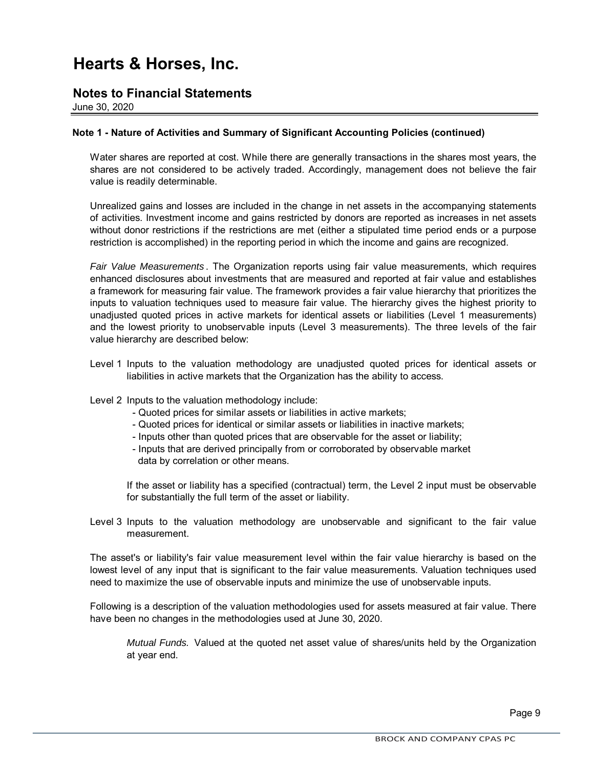# Hearts & Horses, Inc.

## Notes to Financial Statements

June 30, 2020

**Note 1 - Nature of Activities and Summary of Significant Accounting Policies (continued)**

Water shares are reported at cost. While there are generally transactions in the shares most years, the shares are not considered to be actively traded. Accordingly, management does not believe the fair value is readily determinable.

Unrealized gains and losses are included in the change in net assets in the accompanying statements of activities. Investment income and gains restricted by donors are reported as increases in net assets without donor restrictions if the restrictions are met (either a stipulated time period ends or a purpose restriction is accomplished) in the reporting period in which the income and gains are recognized.

*Fair Value Measurements*. The Organization reports using fair value measurements, which requires enhanced disclosures about investments that are measured and reported at fair value and establishes a framework for measuring fair value. The framework provides a fair value hierarchy that prioritizes the inputs to valuation techniques used to measure fair value. The hierarchy gives the highest priority to unadjusted quoted prices in active markets for identical assets or liabilities (Level 1 measurements) and the lowest priority to unobservable inputs (Level 3 measurements). The three levels of the fair value hierarchy are described below:

Level 1 Inputs to the valuation methodology are unadjusted quoted prices for identical assets or liabilities in active markets that the Organization has the ability to access.

Level 2 Inputs to the valuation methodology include:

- Quoted prices for similar assets or liabilities in active markets;
- Quoted prices for identical or similar assets or liabilities in inactive markets;
- Inputs other than quoted prices that are observable for the asset or liability;
- Inputs that are derived principally from or corroborated by observable market data by correlation or other means.

If the asset or liability has a specified (contractual) term, the Level 2 input must be observable for substantially the full term of the asset or liability.

Level 3 Inputs to the valuation methodology are unobservable and significant to the fair value measurement.

The asset's or liability's fair value measurement level within the fair value hierarchy is based on the lowest level of any input that is significant to the fair value measurements. Valuation techniques used need to maximize the use of observable inputs and minimize the use of unobservable inputs.

Following is a description of the valuation methodologies used for assets measured at fair value. There have been no changes in the methodologies used at June 30, 2020.

*Mutual Funds.* Valued at the quoted net asset value of shares/units held by the Organization at year end.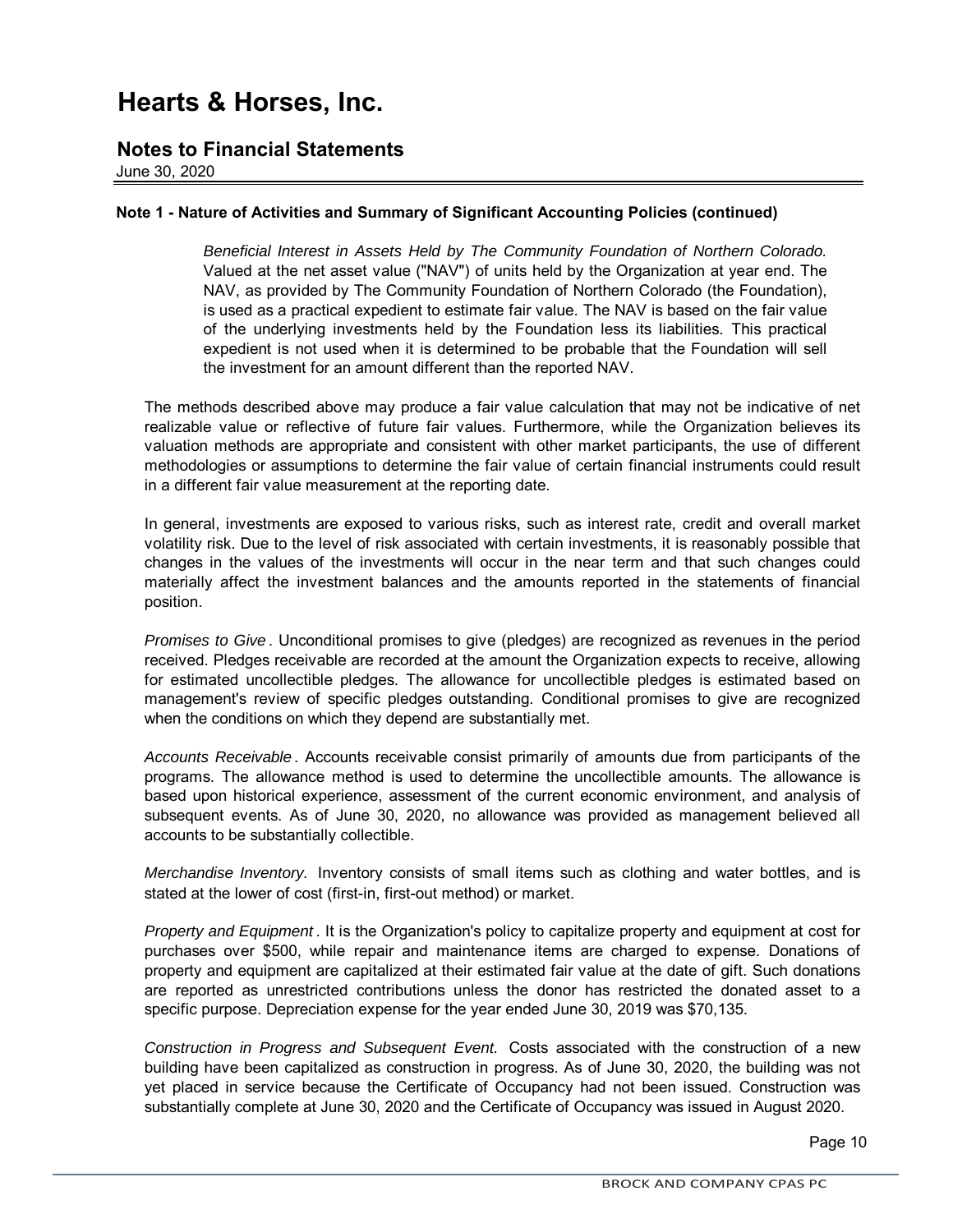# Hearts & Horses, Inc.

## Notes to Financial Statements

June 30, 2020

**Note 1 - Nature of Activities and Summary of Significant Accounting Policies (continued)**

> *Beneficial Interest in Assets Held by The Community Foundation of Northern Colorado.* Valued at the net asset value ("NAV") of units held by the Organization at year end. The NAV, as provided by The Community Foundation of Northern Colorado (the Foundation), is used as a practical expedient to estimate fair value. The NAV is based on the fair value of the underlying investments held by the Foundation less its liabilities. This practical expedient is not used when it is determined to be probable that the Foundation will sell the investment for an amount different than the reported NAV.

The methods described above may produce a fair value calculation that may not be indicative of net realizable value or reflective of future fair values. Furthermore, while the Organization believes its valuation methods are appropriate and consistent with other market participants, the use of different methodologies or assumptions to determine the fair value of certain financial instruments could result in a different fair value measurement at the reporting date.

In general, investments are exposed to various risks, such as interest rate, credit and overall market volatility risk. Due to the level of risk associated with certain investments, it is reasonably possible that changes in the values of the investments will occur in the near term and that such changes could materially affect the investment balances and the amounts reported in the statements of financial position.

*Promises to Give*. Unconditional promises to give (pledges) are recognized as revenues in the period received. Pledges receivable are recorded at the amount the Organization expects to receive, allowing for estimated uncollectible pledges. The allowance for uncollectible pledges is estimated based on management's review of specific pledges outstanding. Conditional promises to give are recognized when the conditions on which they depend are substantially met.

*Accounts Receivable*. Accounts receivable consist primarily of amounts due from participants of the programs. The allowance method is used to determine the uncollectible amounts. The allowance is based upon historical experience, assessment of the current economic environment, and analysis of subsequent events. As of June 30, 2020, no allowance was provided as management believed all accounts to be substantially collectible.

*Merchandise Inventory.* Inventory consists of small items such as clothing and water bottles, and is stated at the lower of cost (first-in, first-out method) or market.

*Property and Equipment*. It is the Organization's policy to capitalize property and equipment at cost for purchases over $500, while repair and maintenance items are charged to expense. Donations of property and equipment are capitalized at their estimated fair value at the date of gift. Such donations are reported as unrestricted contributions unless the donor has restricted the donated asset to a specific purpose. Depreciation expense for the year ended June 30, 2019 was $70,135.

*Construction in Progress and Subsequent Event.* Costs associated with the construction of a new building have been capitalized as construction in progress. As of June 30, 2020, the building was not yet placed in service because the Certificate of Occupancy had not been issued. Construction was substantially complete at June 30, 2020 and the Certificate of Occupancy was issued in August 2020.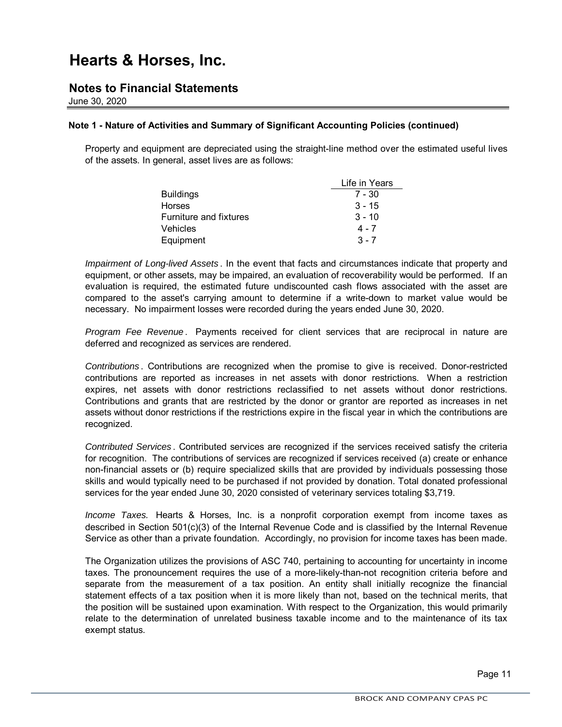# Hearts & Horses, Inc.

## Notes to Financial Statements

June 30, 2020

### Note 1 - Nature of Activities and Summary of Significant Accounting Policies (continued)

Property and equipment are depreciated using the straight-line method over the estimated useful lives of the assets. In general, asset lives are as follows:

| | Life in Years |
|---|---|
| Buildings | 7 - 30 |
| Horses | 3 - 15 |
| Furniture and fixtures | 3 - 10 |
| Vehicles | 4 - 7 |
| Equipment | 3 - 7 |

*Impairment of Long-lived Assets*. In the event that facts and circumstances indicate that property and equipment, or other assets, may be impaired, an evaluation of recoverability would be performed. If an evaluation is required, the estimated future undiscounted cash flows associated with the asset are compared to the asset's carrying amount to determine if a write-down to market value would be necessary. No impairment losses were recorded during the years ended June 30, 2020.

*Program Fee Revenue*. Payments received for client services that are reciprocal in nature are deferred and recognized as services are rendered.

*Contributions*. Contributions are recognized when the promise to give is received. Donor-restricted contributions are reported as increases in net assets with donor restrictions. When a restriction expires, net assets with donor restrictions reclassified to net assets without donor restrictions. Contributions and grants that are restricted by the donor or grantor are reported as increases in net assets without donor restrictions if the restrictions expire in the fiscal year in which the contributions are recognized.

*Contributed Services*. Contributed services are recognized if the services received satisfy the criteria for recognition. The contributions of services are recognized if services received (a) create or enhance non-financial assets or (b) require specialized skills that are provided by individuals possessing those skills and would typically need to be purchased if not provided by donation. Total donated professional services for the year ended June 30, 2020 consisted of veterinary services totaling $3,719.

*Income Taxes.* Hearts & Horses, Inc. is a nonprofit corporation exempt from income taxes as described in Section 501(c)(3) of the Internal Revenue Code and is classified by the Internal Revenue Service as other than a private foundation. Accordingly, no provision for income taxes has been made.

The Organization utilizes the provisions of ASC 740, pertaining to accounting for uncertainty in income taxes. The pronouncement requires the use of a more-likely-than-not recognition criteria before and separate from the measurement of a tax position. An entity shall initially recognize the financial statement effects of a tax position when it is more likely than not, based on the technical merits, that the position will be sustained upon examination. With respect to the Organization, this would primarily relate to the determination of unrelated business taxable income and to the maintenance of its tax exempt status.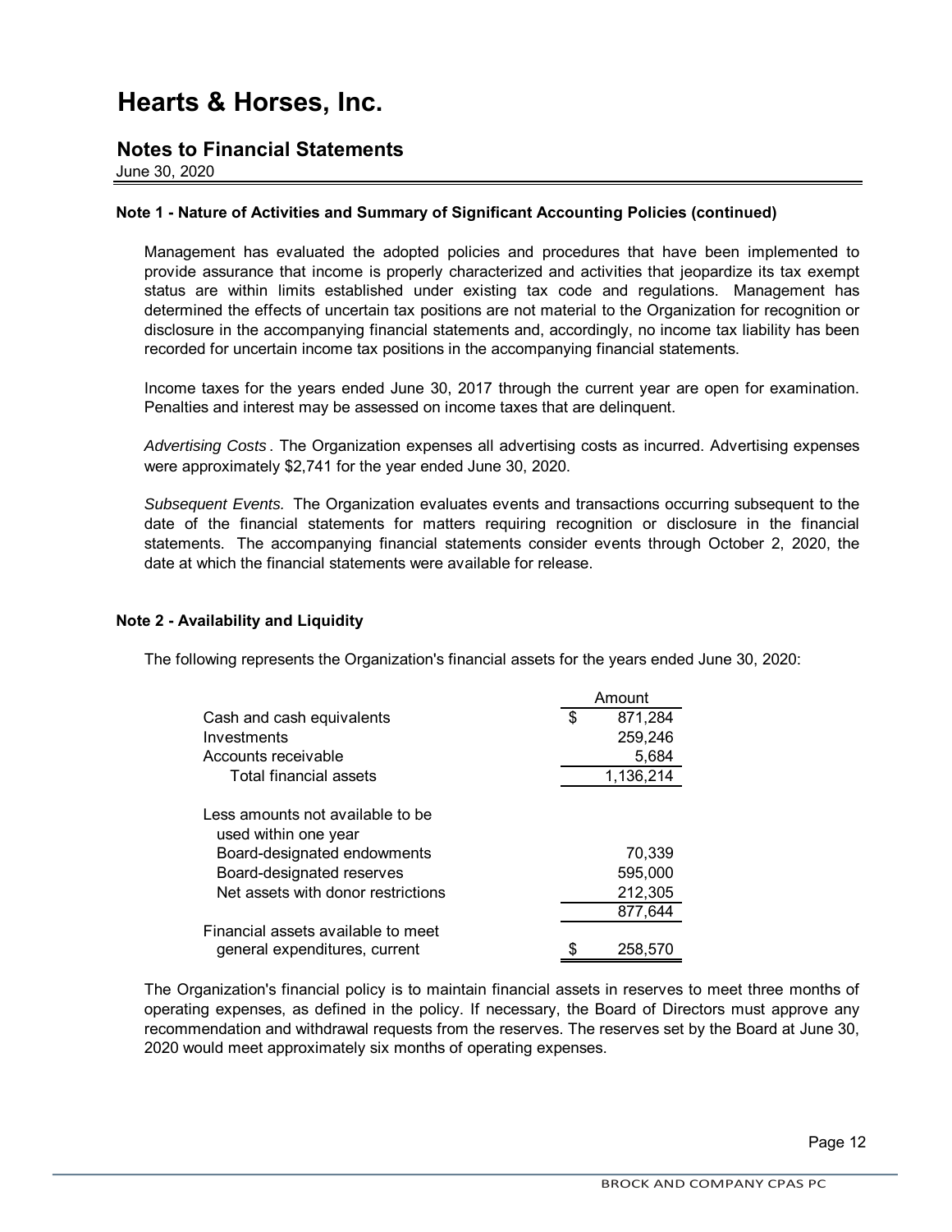# Hearts & Horses, Inc.

## Notes to Financial Statements

June 30, 2020

### Note 1 - Nature of Activities and Summary of Significant Accounting Policies (continued)

Management has evaluated the adopted policies and procedures that have been implemented to provide assurance that income is properly characterized and activities that jeopardize its tax exempt status are within limits established under existing tax code and regulations. Management has determined the effects of uncertain tax positions are not material to the Organization for recognition or disclosure in the accompanying financial statements and, accordingly, no income tax liability has been recorded for uncertain income tax positions in the accompanying financial statements.

Income taxes for the years ended June 30, 2017 through the current year are open for examination. Penalties and interest may be assessed on income taxes that are delinquent.

*Advertising Costs*. The Organization expenses all advertising costs as incurred. Advertising expenses were approximately $2,741 for the year ended June 30, 2020.

*Subsequent Events.* The Organization evaluates events and transactions occurring subsequent to the date of the financial statements for matters requiring recognition or disclosure in the financial statements. The accompanying financial statements consider events through October 2, 2020, the date at which the financial statements were available for release.

### Note 2 - Availability and Liquidity

The following represents the Organization's financial assets for the years ended June 30, 2020:

| | Amount |
|---|---|
| Cash and cash equivalents | $ 871,284 |
| Investments | 259,246 |
| Accounts receivable | 5,684 |
| Total financial assets | 1,136,214 |
| | |
| Less amounts not available to be used within one year | |
| Board-designated endowments | 70,339 |
| Board-designated reserves | 595,000 |
| Net assets with donor restrictions | 212,305 |
| | 877,644 |
| Financial assets available to meet general expenditures, current | $ 258,570 |

The Organization's financial policy is to maintain financial assets in reserves to meet three months of operating expenses, as defined in the policy. If necessary, the Board of Directors must approve any recommendation and withdrawal requests from the reserves. The reserves set by the Board at June 30, 2020 would meet approximately six months of operating expenses.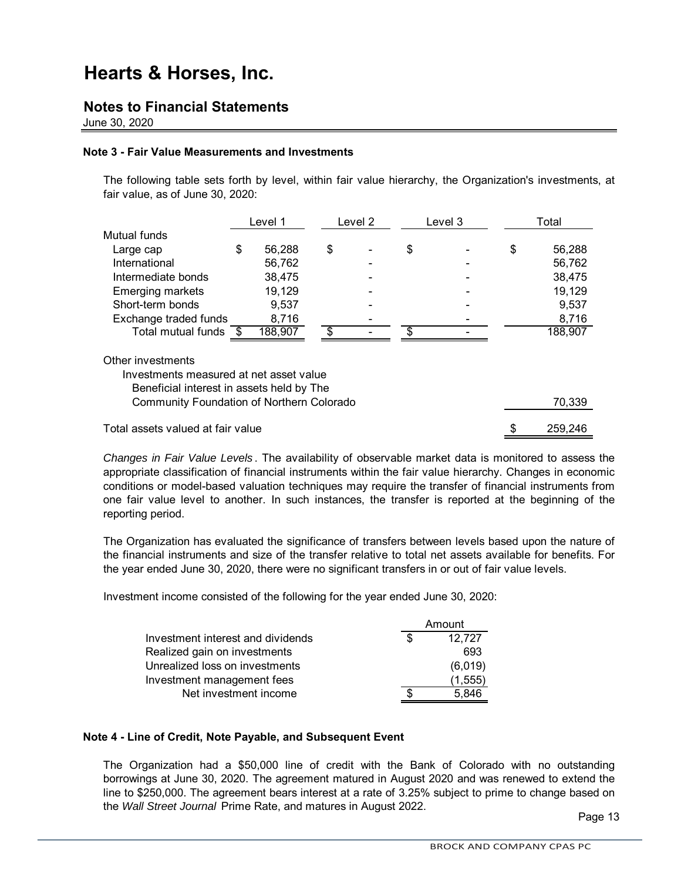# Hearts & Horses, Inc.

## Notes to Financial Statements

June 30, 2020

### Note 3 - Fair Value Measurements and Investments

The following table sets forth by level, within fair value hierarchy, the Organization's investments, at fair value, as of June 30, 2020:

| | Level 1 | Level 2 | Level 3 | Total |
|---|---|---|---|---|
| Mutual funds | | | | |
| Large cap | $ 56,288 | $ - | $ - | $ 56,288 |
| International | 56,762 | - | - | 56,762 |
| Intermediate bonds | 38,475 | - | - | 38,475 |
| Emerging markets | 19,129 | - | - | 19,129 |
| Short-term bonds | 9,537 | - | - | 9,537 |
| Exchange traded funds | 8,716 | - | - | 8,716 |
| Total mutual funds | $ 188,907 | $ - | $ - | 188,907 |
| Other investments | | | | |
| Investments measured at net asset value | | | | |
| Beneficial interest in assets held by The Community Foundation of Northern Colorado | | | | 70,339 |
| Total assets valued at fair value | | | | $ 259,246 |

*Changes in Fair Value Levels*. The availability of observable market data is monitored to assess the appropriate classification of financial instruments within the fair value hierarchy. Changes in economic conditions or model-based valuation techniques may require the transfer of financial instruments from one fair value level to another. In such instances, the transfer is reported at the beginning of the reporting period.

The Organization has evaluated the significance of transfers between levels based upon the nature of the financial instruments and size of the transfer relative to total net assets available for benefits. For the year ended June 30, 2020, there were no significant transfers in or out of fair value levels.

Investment income consisted of the following for the year ended June 30, 2020:

| | Amount |
|---|---|
| Investment interest and dividends | $ 12,727 |
| Realized gain on investments | 693 |
| Unrealized loss on investments | (6,019) |
| Investment management fees | (1,555) |
| Net investment income | $ 5,846 |

### Note 4 - Line of Credit, Note Payable, and Subsequent Event

The Organization had a $50,000 line of credit with the Bank of Colorado with no outstanding borrowings at June 30, 2020. The agreement matured in August 2020 and was renewed to extend the line to $250,000. The agreement bears interest at a rate of 3.25% subject to prime to change based on the *Wall Street Journal* Prime Rate, and matures in August 2022.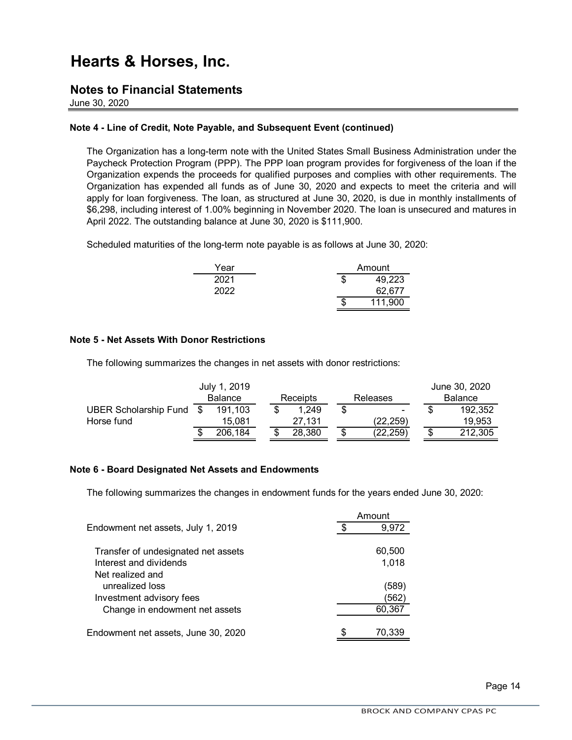# Hearts & Horses, Inc.

## Notes to Financial Statements

June 30, 2020

### Note 4 - Line of Credit, Note Payable, and Subsequent Event (continued)

The Organization has a long-term note with the United States Small Business Administration under the Paycheck Protection Program (PPP). The PPP loan program provides for forgiveness of the loan if the Organization expends the proceeds for qualified purposes and complies with other requirements. The Organization has expended all funds as of June 30, 2020 and expects to meet the criteria and will apply for loan forgiveness. The loan, as structured at June 30, 2020, is due in monthly installments of $6,298, including interest of 1.00% beginning in November 2020. The loan is unsecured and matures in April 2022. The outstanding balance at June 30, 2020 is $111,900.

Scheduled maturities of the long-term note payable is as follows at June 30, 2020:

| Year | Amount |
|---|---|
| 2021 | $ 49,223 |
| 2022 | 62,677 |
| | $ 111,900 |

### Note 5 - Net Assets With Donor Restrictions

The following summarizes the changes in net assets with donor restrictions:

| | July 1, 2019 Balance | Receipts | Releases | June 30, 2020 Balance |
|---|---|---|---|---|
| UBER Scholarship Fund | $ 191,103 | $ 1,249 | $ - | $ 192,352 |
| Horse fund | 15,081 | 27,131 | (22,259) | 19,953 |
| | $ 206,184 | $ 28,380 | $ (22,259) | $ 212,305 |

### Note 6 - Board Designated Net Assets and Endowments

The following summarizes the changes in endowment funds for the years ended June 30, 2020:

| | Amount |
|---|---|
| Endowment net assets, July 1, 2019 | $ 9,972 |
| Transfer of undesignated net assets | 60,500 |
| Interest and dividends | 1,018 |
| Net realized and unrealized loss | (589) |
| Investment advisory fees | (562) |
| Change in endowment net assets | 60,367 |
| Endowment net assets, June 30, 2020 | $ 70,339 |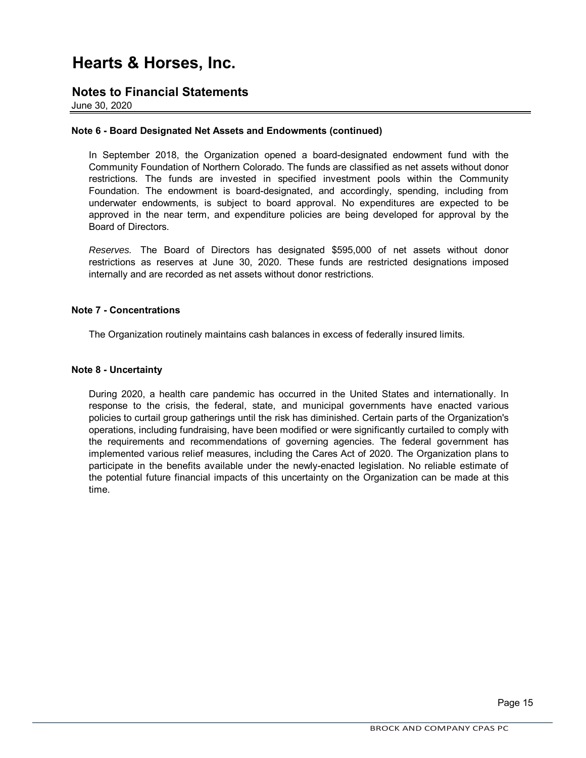# Hearts & Horses, Inc.

## Notes to Financial Statements

June 30, 2020

**Note 6 - Board Designated Net Assets and Endowments (continued)**

In September 2018, the Organization opened a board-designated endowment fund with the Community Foundation of Northern Colorado. The funds are classified as net assets without donor restrictions. The funds are invested in specified investment pools within the Community Foundation. The endowment is board-designated, and accordingly, spending, including from underwater endowments, is subject to board approval. No expenditures are expected to be approved in the near term, and expenditure policies are being developed for approval by the Board of Directors.

*Reserves.* The Board of Directors has designated $595,000 of net assets without donor restrictions as reserves at June 30, 2020. These funds are restricted designations imposed internally and are recorded as net assets without donor restrictions.

**Note 7 - Concentrations**

The Organization routinely maintains cash balances in excess of federally insured limits.

**Note 8 - Uncertainty**

During 2020, a health care pandemic has occurred in the United States and internationally. In response to the crisis, the federal, state, and municipal governments have enacted various policies to curtail group gatherings until the risk has diminished. Certain parts of the Organization's operations, including fundraising, have been modified or were significantly curtailed to comply with the requirements and recommendations of governing agencies. The federal government has implemented various relief measures, including the Cares Act of 2020. The Organization plans to participate in the benefits available under the newly-enacted legislation. No reliable estimate of the potential future financial impacts of this uncertainty on the Organization can be made at this time.